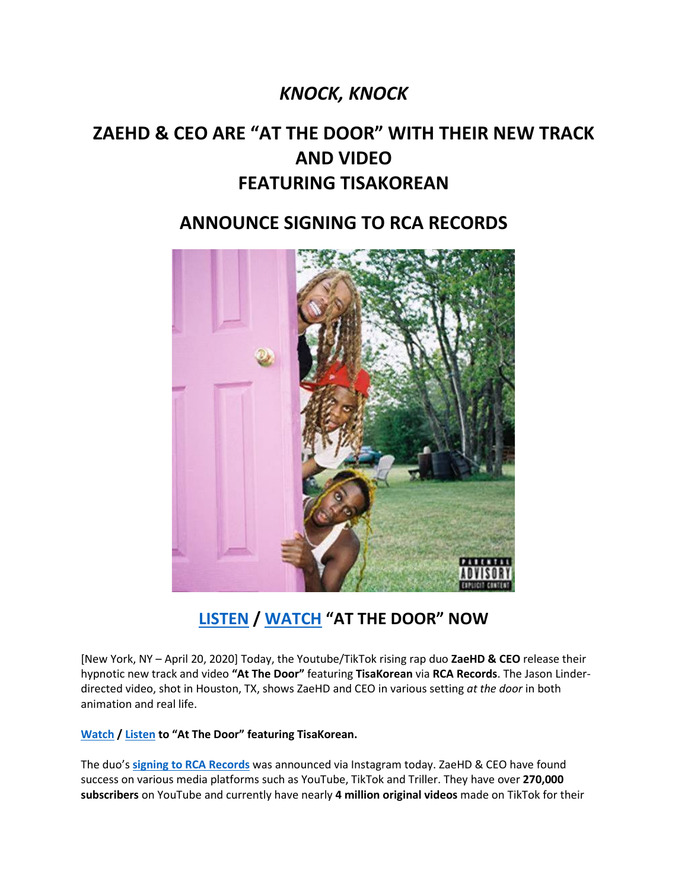# *KNOCK, KNOCK*

## ZAEHD & CEO ARE "AT THE DOOR" WITH THEIR NEW TRACK AND VIDEO FEATURING TISAKOREAN

## ANNOUNCE SIGNING TO RCA RECORDS

## LISTEN / WATCH "AT THE DOOR" NOW

[New York, NY – April 20, 2020] Today, the Youtube/TikTok rising rap duo **ZaeHD & CEO** release their hypnotic new track and video **"At The Door"** featuring **TisaKorean** via **RCA Records**. The Jason Linder-directed video, shot in Houston, TX, shows ZaeHD and CEO in various setting *at the door* in both animation and real life.

**Watch / Listen to "At The Door" featuring TisaKorean.**

The duo's **signing to RCA Records** was announced via Instagram today. ZaeHD & CEO have found success on various media platforms such as YouTube, TikTok and Triller. They have over **270,000 subscribers** on YouTube and currently have nearly **4 million original videos** made on TikTok for their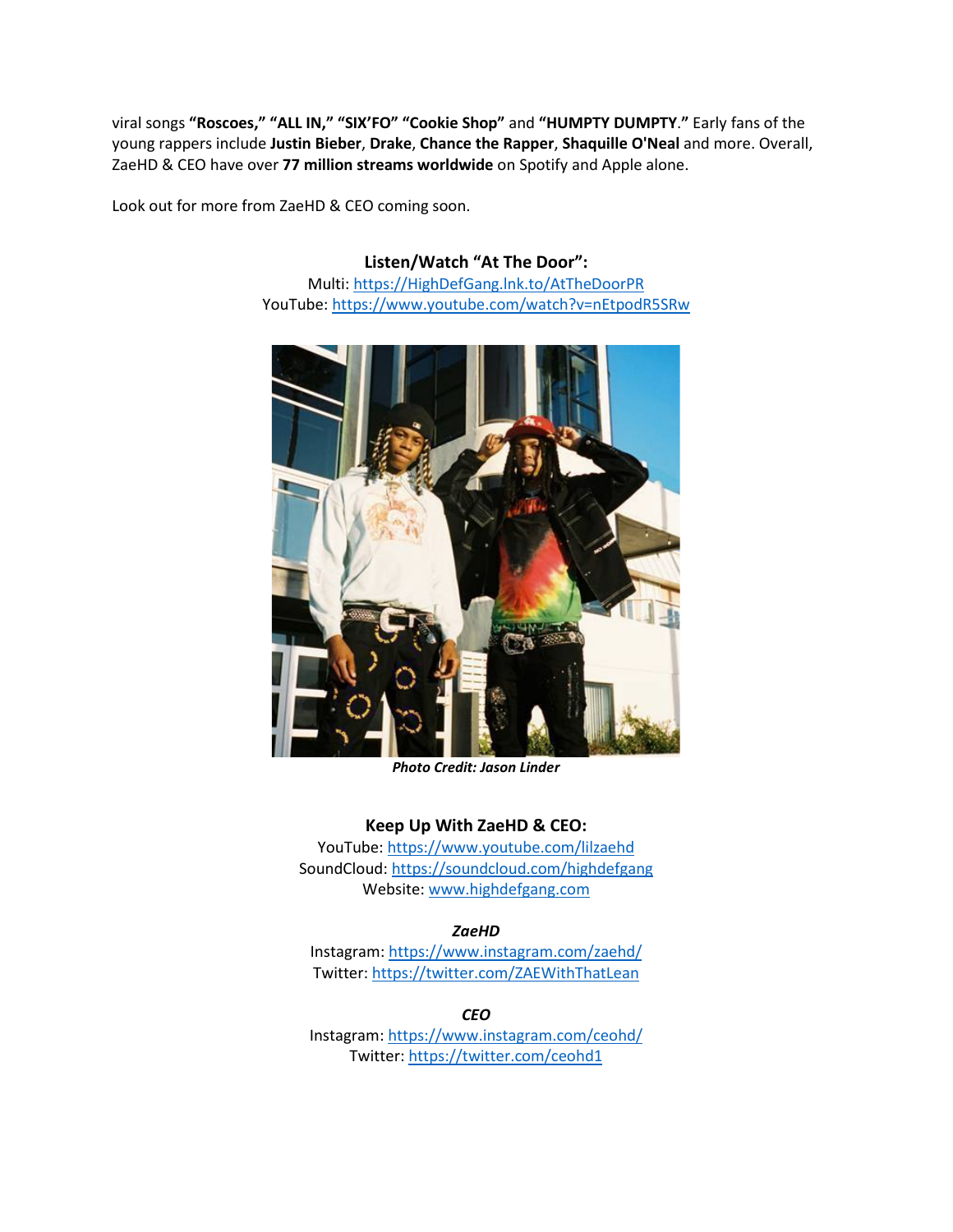viral songs **"Roscoes," "ALL IN," "SIX'FO" "Cookie Shop"** and **"HUMPTY DUMPTY."** Early fans of the young rappers include **Justin Bieber**, **Drake**, **Chance the Rapper**, **Shaquille O'Neal** and more. Overall, ZaeHD & CEO have over **77 million streams worldwide** on Spotify and Apple alone.

Look out for more from ZaeHD & CEO coming soon.

**Listen/Watch "At The Door":**

Multi: https://HighDefGang.lnk.to/AtTheDoorPR
YouTube: https://www.youtube.com/watch?v=nEtpodR5SRw

***Photo Credit: Jason Linder***

**Keep Up With ZaeHD & CEO:**

YouTube: https://www.youtube.com/lilzaehd
SoundCloud: https://soundcloud.com/highdefgang
Website: www.highdefgang.com

***ZaeHD***

Instagram: https://www.instagram.com/zaehd/
Twitter: https://twitter.com/ZAEWithThatLean

***CEO***

Instagram: https://www.instagram.com/ceohd/
Twitter: https://twitter.com/ceohd1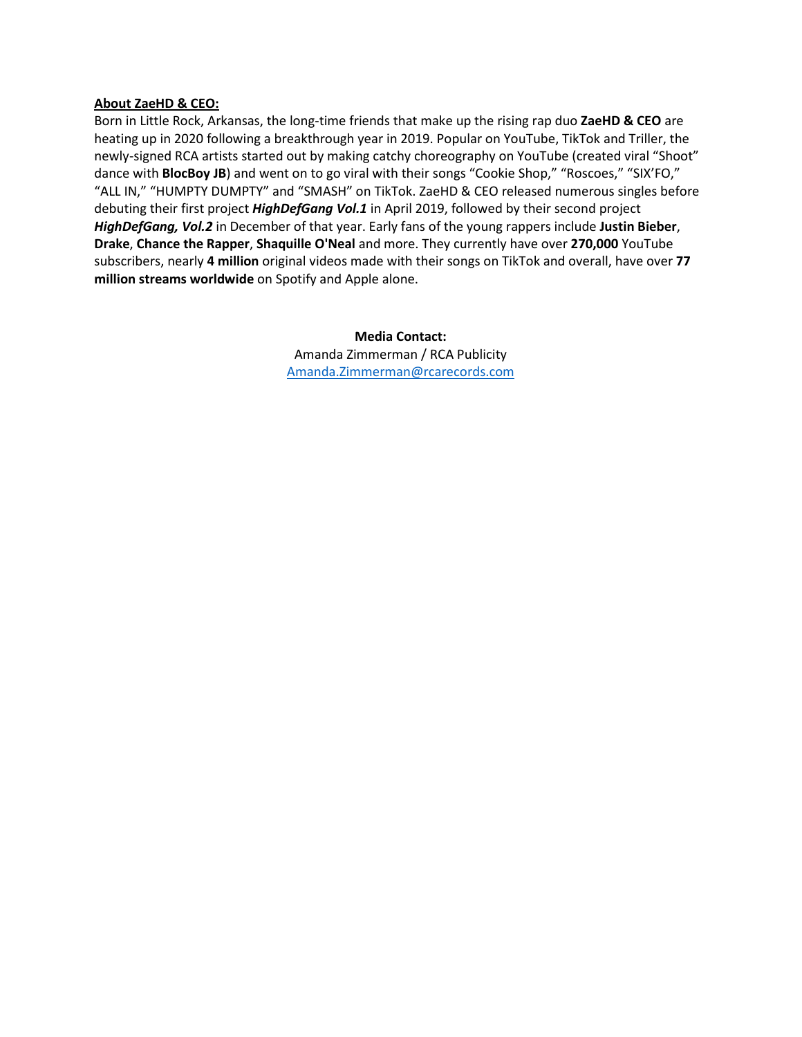**About ZaeHD & CEO:**

Born in Little Rock, Arkansas, the long-time friends that make up the rising rap duo **ZaeHD & CEO** are heating up in 2020 following a breakthrough year in 2019. Popular on YouTube, TikTok and Triller, the newly-signed RCA artists started out by making catchy choreography on YouTube (created viral "Shoot" dance with **BlocBoy JB**) and went on to go viral with their songs "Cookie Shop," "Roscoes," "SIX'FO," "ALL IN," "HUMPTY DUMPTY" and "SMASH" on TikTok. ZaeHD & CEO released numerous singles before debuting their first project ***HighDefGang Vol.1*** in April 2019, followed by their second project ***HighDefGang, Vol.2*** in December of that year. Early fans of the young rappers include **Justin Bieber**, **Drake**, **Chance the Rapper**, **Shaquille O'Neal** and more. They currently have over **270,000** YouTube subscribers, nearly **4 million** original videos made with their songs on TikTok and overall, have over **77 million streams worldwide** on Spotify and Apple alone.

**Media Contact:**
Amanda Zimmerman / RCA Publicity
Amanda.Zimmerman@rcarecords.com